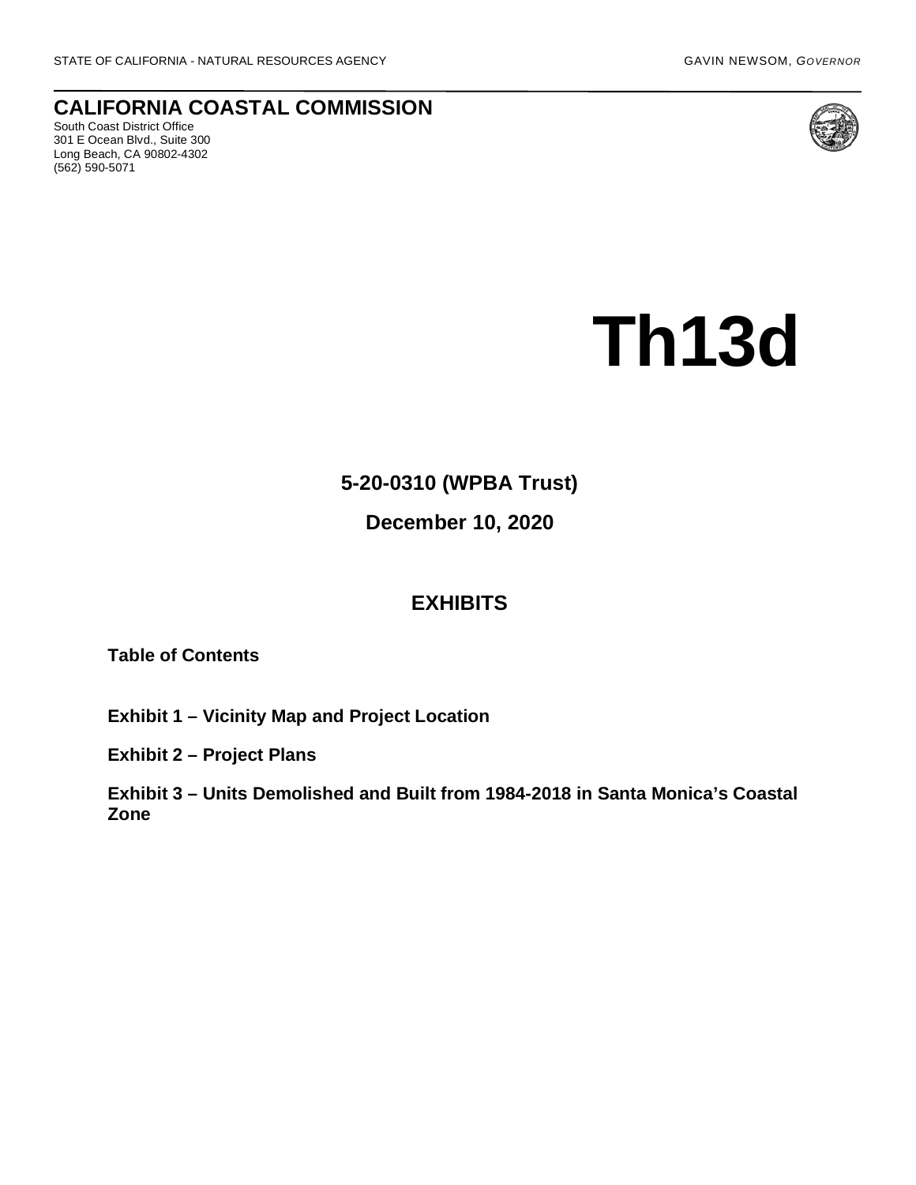STATE OF CALIFORNIA - NATURAL RESOURCES AGENCY GAVIN NEWSOM, *GOVERNOR*

# CALIFORNIA COASTAL COMMISSION

South Coast District Office
301 E Ocean Blvd., Suite 300
Long Beach, CA 90802-4302
(562) 590-5071

# Th13d

## 5-20-0310 (WPBA Trust)

## December 10, 2020

## EXHIBITS

**Table of Contents**

**Exhibit 1 – Vicinity Map and Project Location**

**Exhibit 2 – Project Plans**

**Exhibit 3 – Units Demolished and Built from 1984-2018 in Santa Monica's Coastal Zone**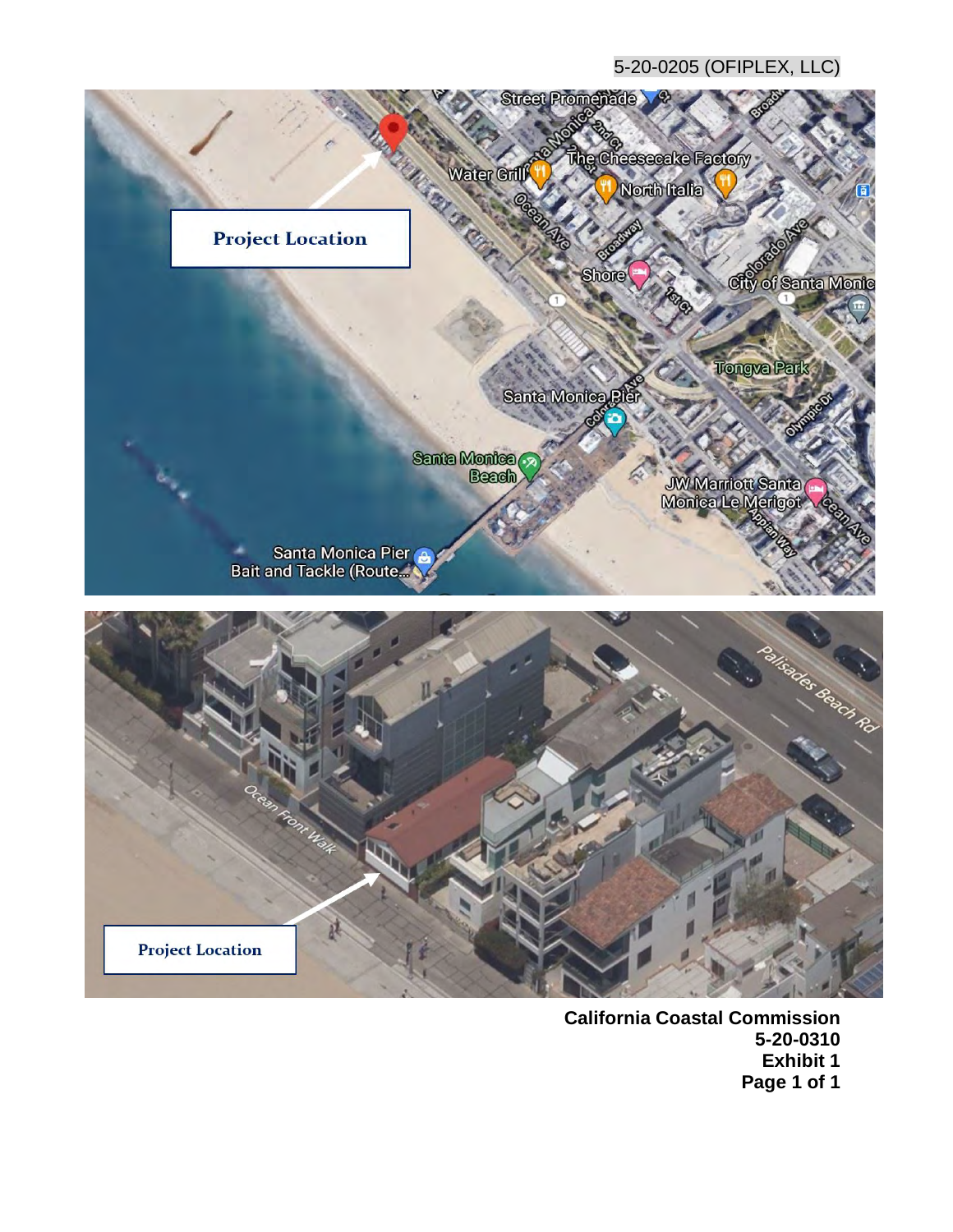5-20-0205 (OFIPLEX, LLC)

Project Location

Project Location

**California Coastal Commission**
**5-20-0310**
**Exhibit 1**
**Page 1 of 1**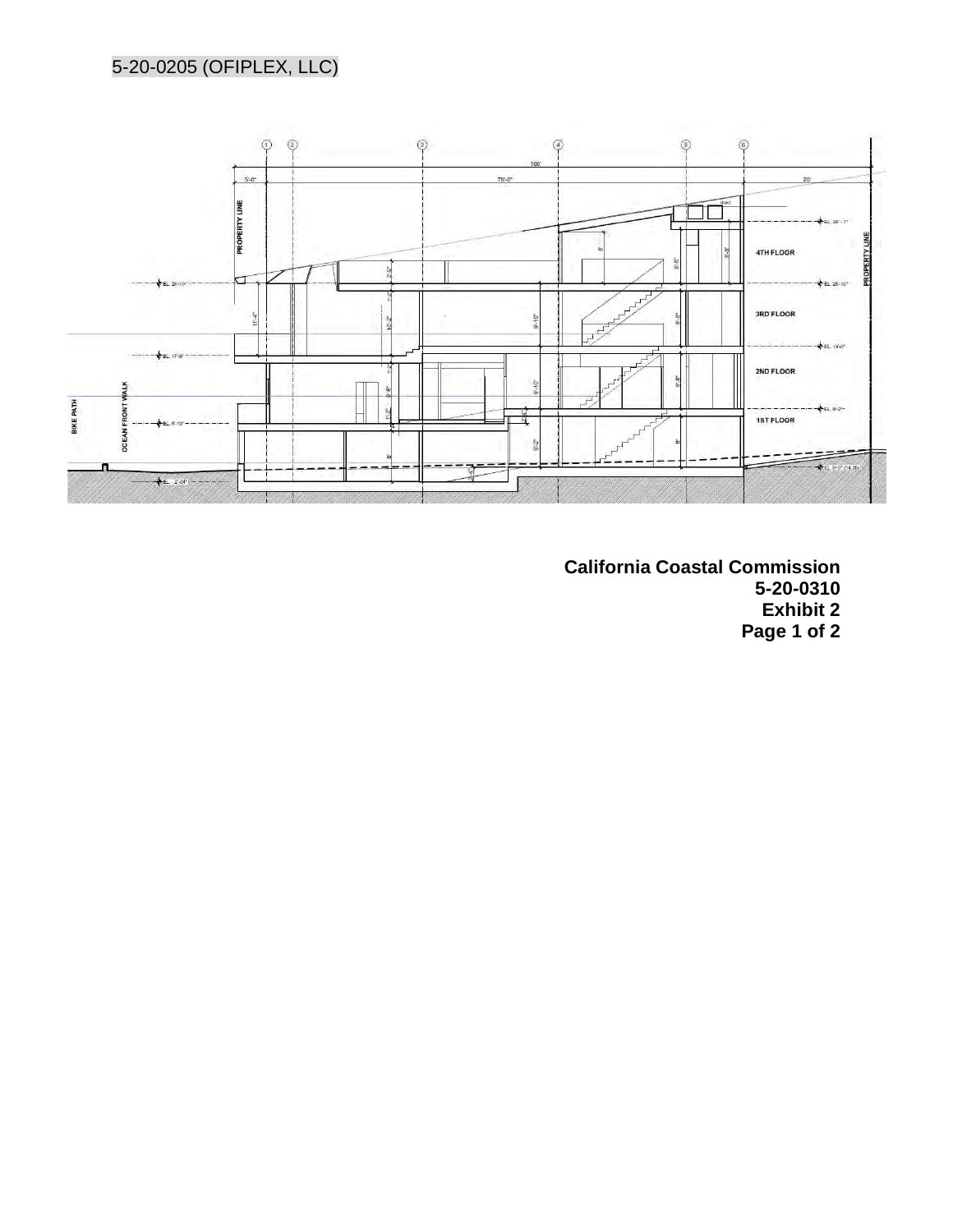5-20-0205 (OFIPLEX, LLC)

**California Coastal Commission**
**5-20-0310**
**Exhibit 2**
**Page 1 of 2**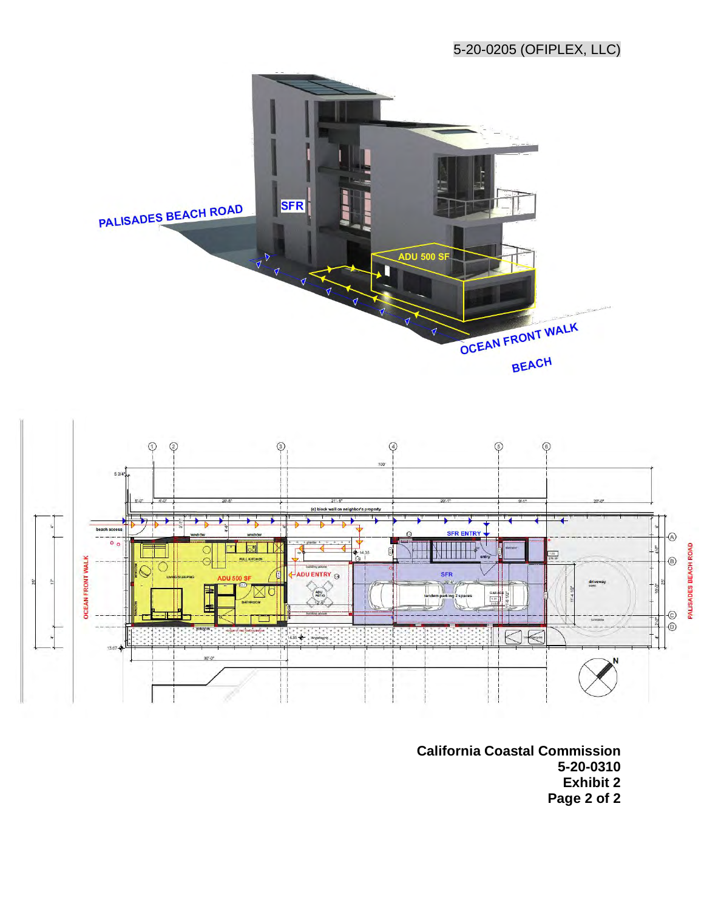5-20-0205 (OFIPLEX, LLC)

California Coastal Commission
5-20-0310
Exhibit 2
Page 2 of 2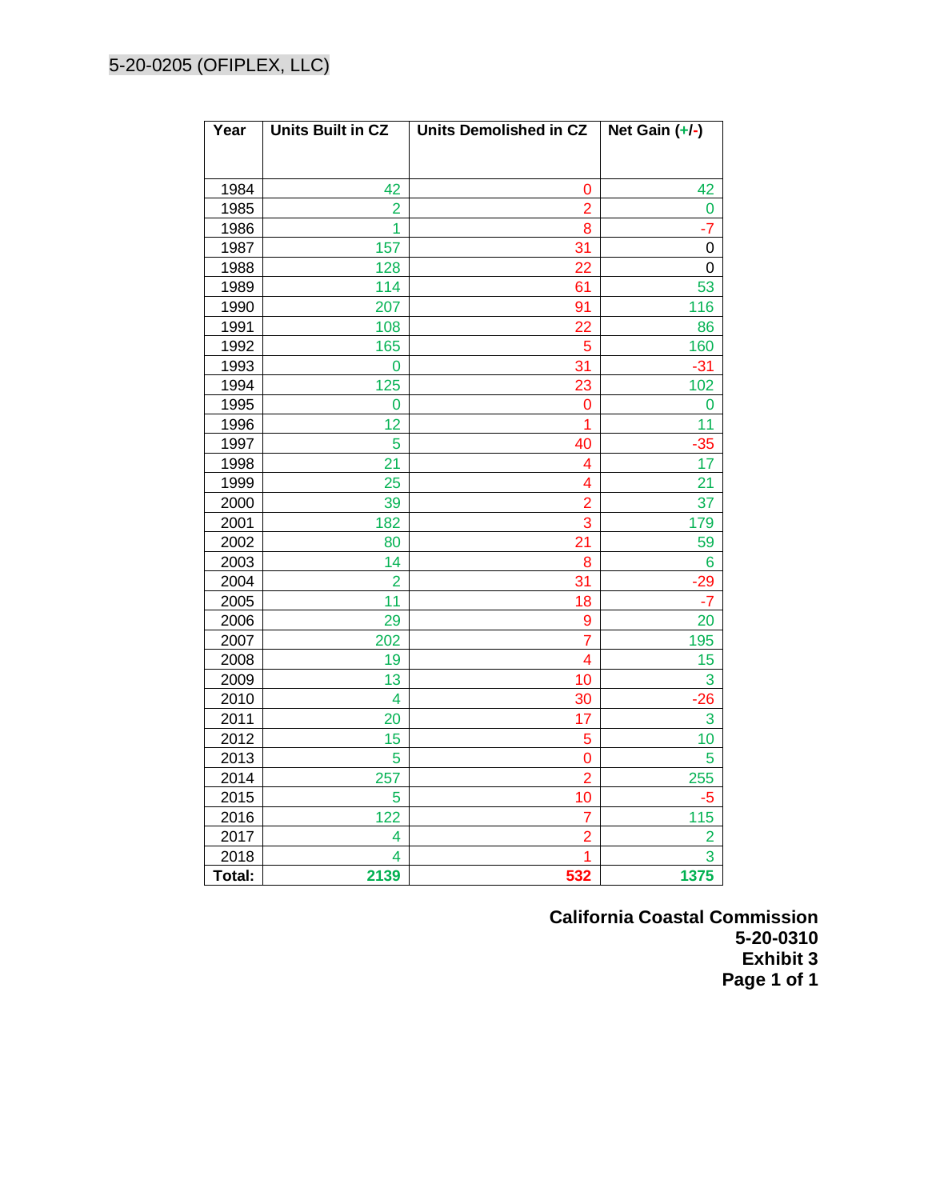5-20-0205 (OFIPLEX, LLC)

| Year | Units Built in CZ | Units Demolished in CZ | Net Gain (+/-) |
|---|---|---|---|
| 1984 | 42 | 0 | 42 |
| 1985 | 2 | 2 | 0 |
| 1986 | 1 | 8 | -7 |
| 1987 | 157 | 31 | 0 |
| 1988 | 128 | 22 | 0 |
| 1989 | 114 | 61 | 53 |
| 1990 | 207 | 91 | 116 |
| 1991 | 108 | 22 | 86 |
| 1992 | 165 | 5 | 160 |
| 1993 | 0 | 31 | -31 |
| 1994 | 125 | 23 | 102 |
| 1995 | 0 | 0 | 0 |
| 1996 | 12 | 1 | 11 |
| 1997 | 5 | 40 | -35 |
| 1998 | 21 | 4 | 17 |
| 1999 | 25 | 4 | 21 |
| 2000 | 39 | 2 | 37 |
| 2001 | 182 | 3 | 179 |
| 2002 | 80 | 21 | 59 |
| 2003 | 14 | 8 | 6 |
| 2004 | 2 | 31 | -29 |
| 2005 | 11 | 18 | -7 |
| 2006 | 29 | 9 | 20 |
| 2007 | 202 | 7 | 195 |
| 2008 | 19 | 4 | 15 |
| 2009 | 13 | 10 | 3 |
| 2010 | 4 | 30 | -26 |
| 2011 | 20 | 17 | 3 |
| 2012 | 15 | 5 | 10 |
| 2013 | 5 | 0 | 5 |
| 2014 | 257 | 2 | 255 |
| 2015 | 5 | 10 | -5 |
| 2016 | 122 | 7 | 115 |
| 2017 | 4 | 2 | 2 |
| 2018 | 4 | 1 | 3 |
| **Total:** | **2139** | **532** | **1375** |

**California Coastal Commission**
**5-20-0310**
**Exhibit 3**
**Page 1 of 1**